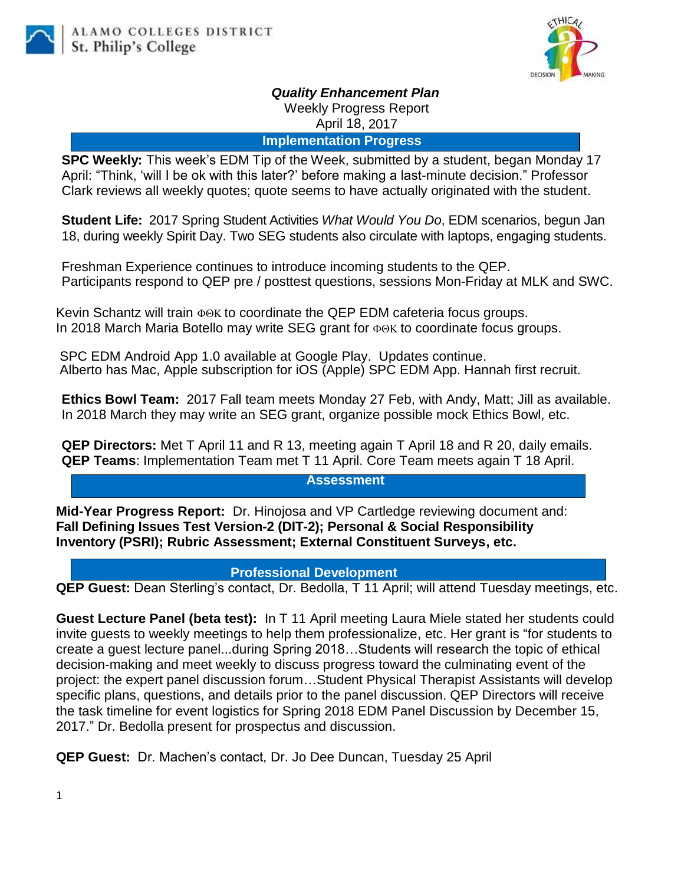ALAMO COLLEGES DISTRICT
St. Philip's College

# *Quality Enhancement Plan*

Weekly Progress Report
April 18, 2017

## Implementation Progress

**SPC Weekly:** This week's EDM Tip of the Week, submitted by a student, began Monday 17 April: "Think, 'will I be ok with this later?' before making a last-minute decision." Professor Clark reviews all weekly quotes; quote seems to have actually originated with the student.

**Student Life:** 2017 Spring Student Activities *What Would You Do*, EDM scenarios, begun Jan 18, during weekly Spirit Day. Two SEG students also circulate with laptops, engaging students.

Freshman Experience continues to introduce incoming students to the QEP.
Participants respond to QEP pre / posttest questions, sessions Mon-Friday at MLK and SWC.

Kevin Schantz will train ΦΘΚ to coordinate the QEP EDM cafeteria focus groups.
In 2018 March Maria Botello may write SEG grant for ΦΘΚ to coordinate focus groups.

SPC EDM Android App 1.0 available at Google Play. Updates continue.
Alberto has Mac, Apple subscription for iOS (Apple) SPC EDM App. Hannah first recruit.

**Ethics Bowl Team:** 2017 Fall team meets Monday 27 Feb, with Andy, Matt; Jill as available.
In 2018 March they may write an SEG grant, organize possible mock Ethics Bowl, etc.

**QEP Directors:** Met T April 11 and R 13, meeting again T April 18 and R 20, daily emails.
**QEP Teams**: Implementation Team met T 11 April. Core Team meets again T 18 April.

## Assessment

**Mid-Year Progress Report:** Dr. Hinojosa and VP Cartledge reviewing document and:
**Fall Defining Issues Test Version-2 (DIT-2); Personal & Social Responsibility Inventory (PSRI); Rubric Assessment; External Constituent Surveys, etc.**

## Professional Development

**QEP Guest:** Dean Sterling's contact, Dr. Bedolla, T 11 April; will attend Tuesday meetings, etc.

**Guest Lecture Panel (beta test):** In T 11 April meeting Laura Miele stated her students could invite guests to weekly meetings to help them professionalize, etc. Her grant is "for students to create a guest lecture panel...during Spring 2018…Students will research the topic of ethical decision-making and meet weekly to discuss progress toward the culminating event of the project: the expert panel discussion forum…Student Physical Therapist Assistants will develop specific plans, questions, and details prior to the panel discussion. QEP Directors will receive the task timeline for event logistics for Spring 2018 EDM Panel Discussion by December 15, 2017." Dr. Bedolla present for prospectus and discussion.

**QEP Guest:** Dr. Machen's contact, Dr. Jo Dee Duncan, Tuesday 25 April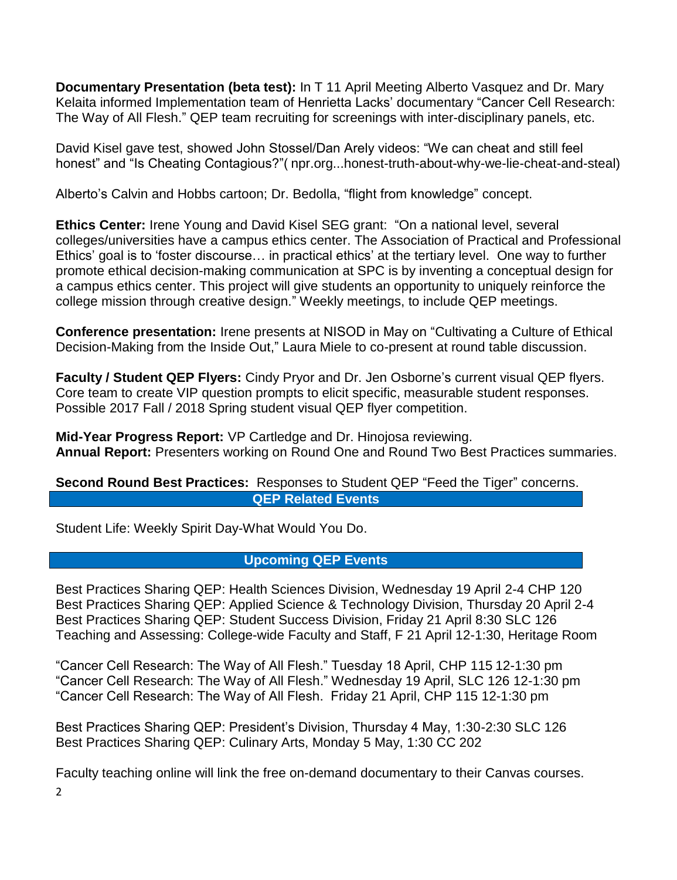**Documentary Presentation (beta test):** In T 11 April Meeting Alberto Vasquez and Dr. Mary Kelaita informed Implementation team of Henrietta Lacks' documentary "Cancer Cell Research: The Way of All Flesh." QEP team recruiting for screenings with inter-disciplinary panels, etc.

David Kisel gave test, showed John Stossel/Dan Arely videos: "We can cheat and still feel honest" and "Is Cheating Contagious?"( npr.org...honest-truth-about-why-we-lie-cheat-and-steal)

Alberto's Calvin and Hobbs cartoon; Dr. Bedolla, "flight from knowledge" concept.

**Ethics Center:** Irene Young and David Kisel SEG grant: "On a national level, several colleges/universities have a campus ethics center. The Association of Practical and Professional Ethics' goal is to 'foster discourse… in practical ethics' at the tertiary level. One way to further promote ethical decision-making communication at SPC is by inventing a conceptual design for a campus ethics center. This project will give students an opportunity to uniquely reinforce the college mission through creative design." Weekly meetings, to include QEP meetings.

**Conference presentation:** Irene presents at NISOD in May on "Cultivating a Culture of Ethical Decision-Making from the Inside Out," Laura Miele to co-present at round table discussion.

**Faculty / Student QEP Flyers:** Cindy Pryor and Dr. Jen Osborne's current visual QEP flyers. Core team to create VIP question prompts to elicit specific, measurable student responses. Possible 2017 Fall / 2018 Spring student visual QEP flyer competition.

**Mid-Year Progress Report:** VP Cartledge and Dr. Hinojosa reviewing.
**Annual Report:** Presenters working on Round One and Round Two Best Practices summaries.

**Second Round Best Practices:** Responses to Student QEP "Feed the Tiger" concerns.

## QEP Related Events

Student Life: Weekly Spirit Day-What Would You Do.

## Upcoming QEP Events

Best Practices Sharing QEP: Health Sciences Division, Wednesday 19 April 2-4 CHP 120
Best Practices Sharing QEP: Applied Science & Technology Division, Thursday 20 April 2-4
Best Practices Sharing QEP: Student Success Division, Friday 21 April 8:30 SLC 126
Teaching and Assessing: College-wide Faculty and Staff, F 21 April 12-1:30, Heritage Room

"Cancer Cell Research: The Way of All Flesh." Tuesday 18 April, CHP 115 12-1:30 pm
"Cancer Cell Research: The Way of All Flesh." Wednesday 19 April, SLC 126 12-1:30 pm
"Cancer Cell Research: The Way of All Flesh. Friday 21 April, CHP 115 12-1:30 pm

Best Practices Sharing QEP: President's Division, Thursday 4 May, 1:30-2:30 SLC 126
Best Practices Sharing QEP: Culinary Arts, Monday 5 May, 1:30 CC 202

Faculty teaching online will link the free on-demand documentary to their Canvas courses.